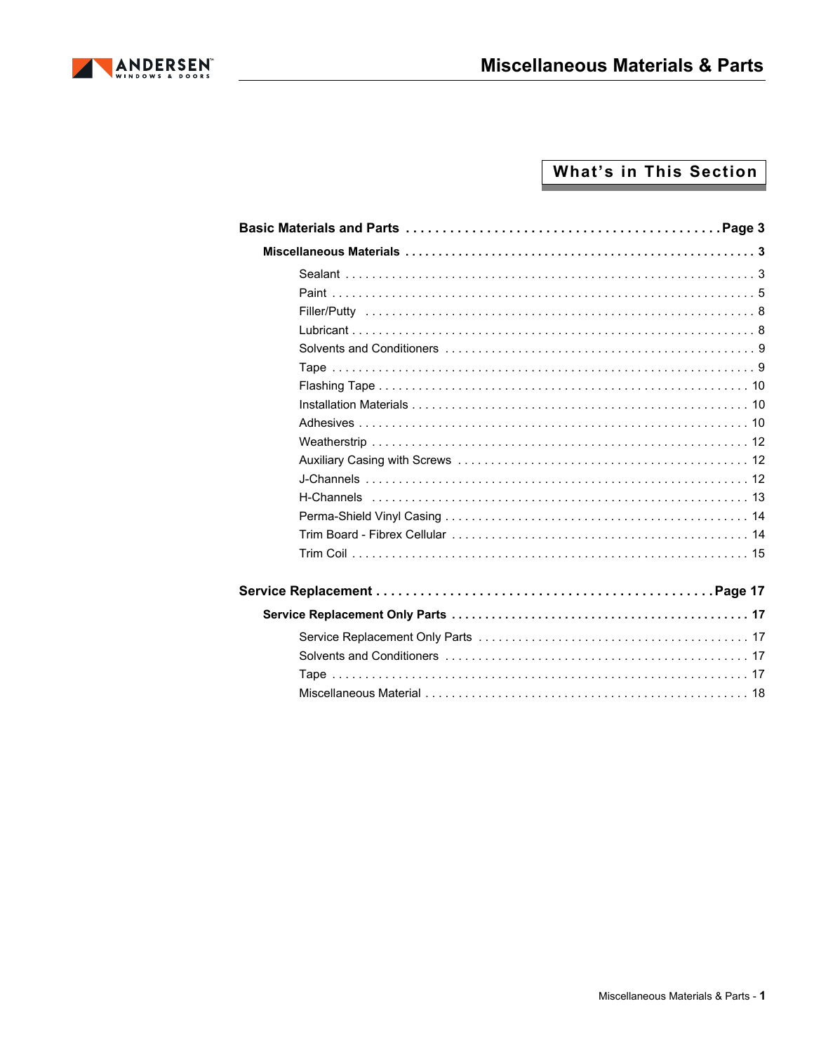# Miscellaneous Materials & Parts

## What's in This Section

**Basic Materials and Parts** . . . . . . . . . . . . . . . . . . . . . . . . . . . . . . . . . . . . . . . . . **Page 3**

**Miscellaneous Materials** . . . . . . . . . . . . . . . . . . . . . . . . . . . . . . . . . . . . . . . . . . . . . . . . **3**

- Sealant . . . . . . . . . . . . . . . . . . . . . . . . . . . . . . . . . . . . . . . . . . . . . . . . . . . . . . . . . . . 3
- Paint . . . . . . . . . . . . . . . . . . . . . . . . . . . . . . . . . . . . . . . . . . . . . . . . . . . . . . . . . . . . . 5
- Filler/Putty . . . . . . . . . . . . . . . . . . . . . . . . . . . . . . . . . . . . . . . . . . . . . . . . . . . . . . . . 8
- Lubricant . . . . . . . . . . . . . . . . . . . . . . . . . . . . . . . . . . . . . . . . . . . . . . . . . . . . . . . . . 8
- Solvents and Conditioners . . . . . . . . . . . . . . . . . . . . . . . . . . . . . . . . . . . . . . . . . . . 9
- Tape . . . . . . . . . . . . . . . . . . . . . . . . . . . . . . . . . . . . . . . . . . . . . . . . . . . . . . . . . . . . . 9
- Flashing Tape . . . . . . . . . . . . . . . . . . . . . . . . . . . . . . . . . . . . . . . . . . . . . . . . . . . . . 10
- Installation Materials . . . . . . . . . . . . . . . . . . . . . . . . . . . . . . . . . . . . . . . . . . . . . . . 10
- Adhesives . . . . . . . . . . . . . . . . . . . . . . . . . . . . . . . . . . . . . . . . . . . . . . . . . . . . . . . . 10
- Weatherstrip . . . . . . . . . . . . . . . . . . . . . . . . . . . . . . . . . . . . . . . . . . . . . . . . . . . . . . 12
- Auxiliary Casing with Screws . . . . . . . . . . . . . . . . . . . . . . . . . . . . . . . . . . . . . . . . 12
- J-Channels . . . . . . . . . . . . . . . . . . . . . . . . . . . . . . . . . . . . . . . . . . . . . . . . . . . . . . . 12
- H-Channels . . . . . . . . . . . . . . . . . . . . . . . . . . . . . . . . . . . . . . . . . . . . . . . . . . . . . . 13
- Perma-Shield Vinyl Casing . . . . . . . . . . . . . . . . . . . . . . . . . . . . . . . . . . . . . . . . . . 14
- Trim Board - Fibrex Cellular . . . . . . . . . . . . . . . . . . . . . . . . . . . . . . . . . . . . . . . . . 14
- Trim Coil . . . . . . . . . . . . . . . . . . . . . . . . . . . . . . . . . . . . . . . . . . . . . . . . . . . . . . . . . 15

**Service Replacement** . . . . . . . . . . . . . . . . . . . . . . . . . . . . . . . . . . . . . . . . . . . . . . **Page 17**

**Service Replacement Only Parts** . . . . . . . . . . . . . . . . . . . . . . . . . . . . . . . . . . . . . . . . . **17**

- Service Replacement Only Parts . . . . . . . . . . . . . . . . . . . . . . . . . . . . . . . . . . . . . . 17
- Solvents and Conditioners . . . . . . . . . . . . . . . . . . . . . . . . . . . . . . . . . . . . . . . . . . . 17
- Tape . . . . . . . . . . . . . . . . . . . . . . . . . . . . . . . . . . . . . . . . . . . . . . . . . . . . . . . . . . . . . 17
- Miscellaneous Material . . . . . . . . . . . . . . . . . . . . . . . . . . . . . . . . . . . . . . . . . . . . . . 18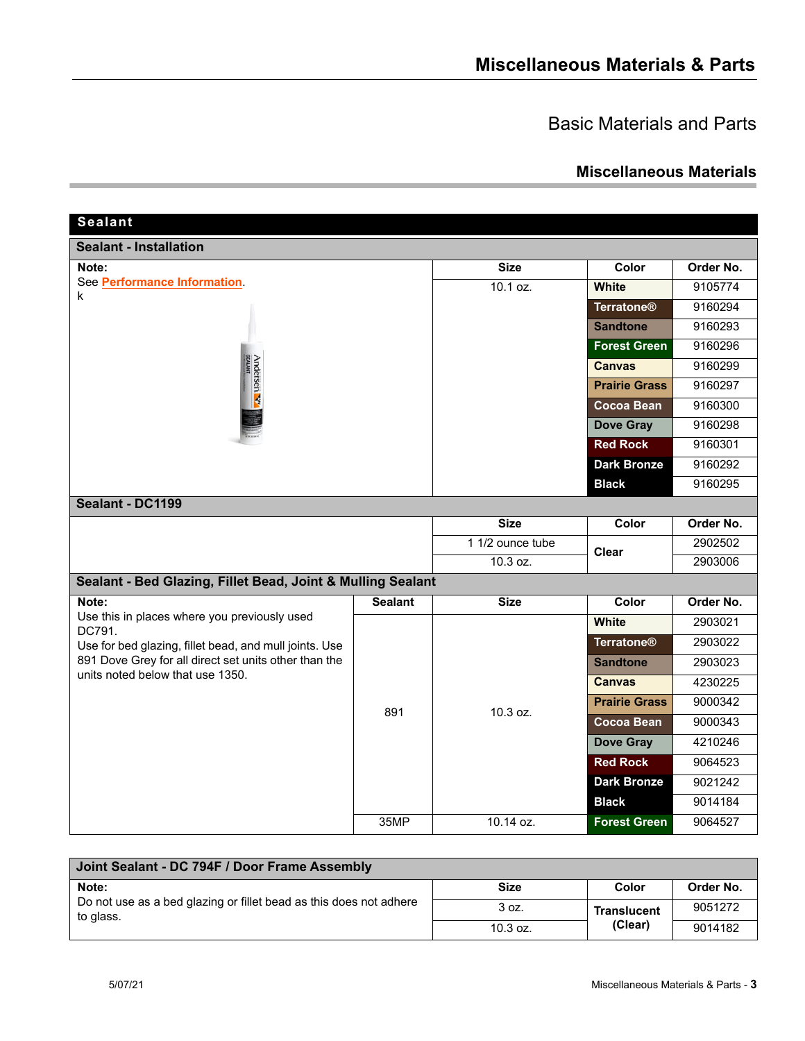# Miscellaneous Materials & Parts

## Basic Materials and Parts

### Miscellaneous Materials

## Sealant

### Sealant - Installation

| Note: | Size | Color | Order No. |
|---|---|---|---|
| See Performance Information. k | 10.1 oz. | White | 9105774 |
| | | Terratone® | 9160294 |
| | | Sandtone | 9160293 |
| | | Forest Green | 9160296 |
| | | Canvas | 9160299 |
| | | Prairie Grass | 9160297 |
| | | Cocoa Bean | 9160300 |
| | | Dove Gray | 9160298 |
| | | Red Rock | 9160301 |
| | | Dark Bronze | 9160292 |
| | | Black | 9160295 |

### Sealant - DC1199

| | Size | Color | Order No. |
|---|---|---|---|
| | 1 1/2 ounce tube | Clear | 2902502 |
| | 10.3 oz. | | 2903006 |

### Sealant - Bed Glazing, Fillet Bead, Joint & Mulling Sealant

| Note: | Sealant | Size | Color | Order No. |
|---|---|---|---|---|
| Use this in places where you previously used DC791. Use for bed glazing, fillet bead, and mull joints. Use 891 Dove Grey for all direct set units other than the units noted below that use 1350. | 891 | 10.3 oz. | White | 2903021 |
| | | | Terratone® | 2903022 |
| | | | Sandtone | 2903023 |
| | | | Canvas | 4230225 |
| | | | Prairie Grass | 9000342 |
| | | | Cocoa Bean | 9000343 |
| | | | Dove Gray | 4210246 |
| | | | Red Rock | 9064523 |
| | | | Dark Bronze | 9021242 |
| | | | Black | 9014184 |
| | 35MP | 10.14 oz. | Forest Green | 9064527 |

### Joint Sealant - DC 794F / Door Frame Assembly

| Note: | Size | Color | Order No. |
|---|---|---|---|
| Do not use as a bed glazing or fillet bead as this does not adhere to glass. | 3 oz. | Translucent (Clear) | 9051272 |
| | 10.3 oz. | | 9014182 |

5/07/21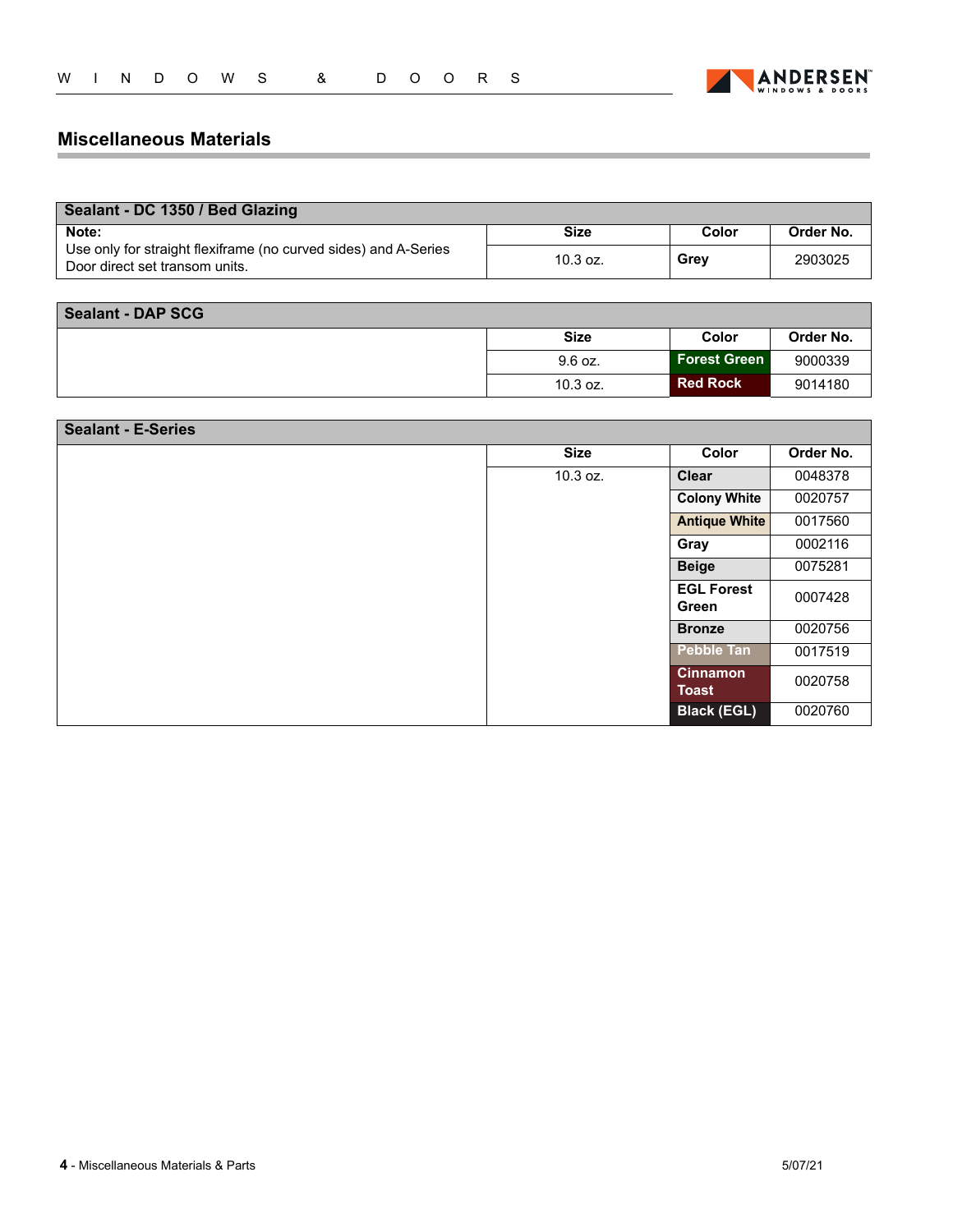## Miscellaneous Materials

| Sealant - DC 1350 / Bed Glazing | | | |
|---|---|---|---|
| **Note:** Use only for straight flexiframe (no curved sides) and A-Series Door direct set transom units. | **Size** | **Color** | **Order No.** |
| | 10.3 oz. | **Grey** | 2903025 |

| Sealant - DAP SCG | | | |
|---|---|---|---|
| | **Size** | **Color** | **Order No.** |
| | 9.6 oz. | **Forest Green** | 9000339 |
| | 10.3 oz. | **Red Rock** | 9014180 |

| Sealant - E-Series | | | |
|---|---|---|---|
| | **Size** | **Color** | **Order No.** |
| | 10.3 oz. | **Clear** | 0048378 |
| | | **Colony White** | 0020757 |
| | | **Antique White** | 0017560 |
| | | **Gray** | 0002116 |
| | | **Beige** | 0075281 |
| | | **EGL Forest Green** | 0007428 |
| | | **Bronze** | 0020756 |
| | | **Pebble Tan** | 0017519 |
| | | **Cinnamon Toast** | 0020758 |
| | | **Black (EGL)** | 0020760 |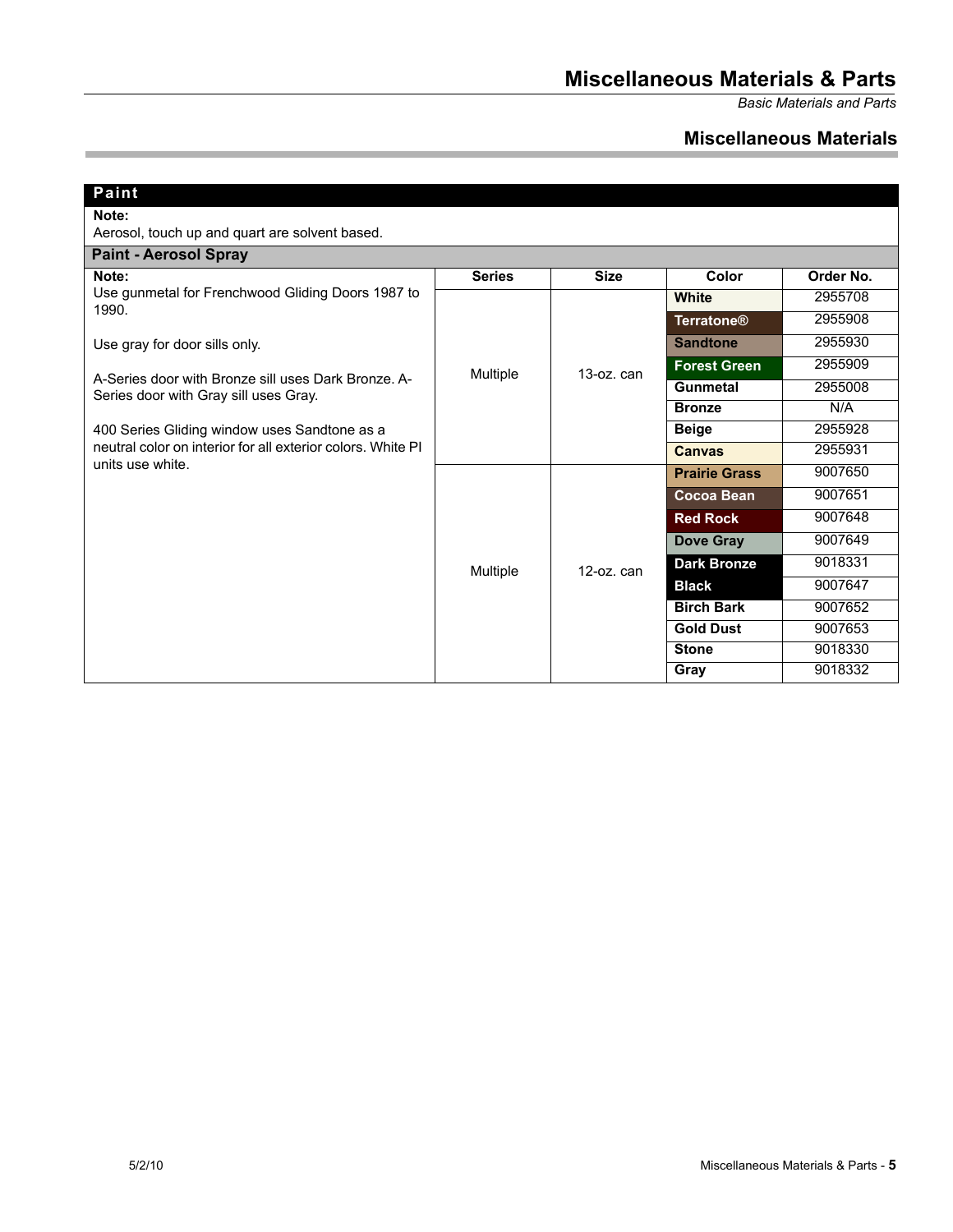## Miscellaneous Materials

### Paint

**Note:**
Aerosol, touch up and quart are solvent based.

#### Paint - Aerosol Spray

| Note: | Series | Size | Color | Order No. |
|---|---|---|---|---|
| Use gunmetal for Frenchwood Gliding Doors 1987 to 1990. Use gray for door sills only. A-Series door with Bronze sill uses Dark Bronze. A-Series door with Gray sill uses Gray. 400 Series Gliding window uses Sandtone as a neutral color on interior for all exterior colors. White PI units use white. | Multiple | 13-oz. can | **White** | 2955708 |
| | | | **Terratone®** | 2955908 |
| | | | **Sandtone** | 2955930 |
| | | | **Forest Green** | 2955909 |
| | | | **Gunmetal** | 2955008 |
| | | | **Bronze** | N/A |
| | | | **Beige** | 2955928 |
| | | | **Canvas** | 2955931 |
| | Multiple | 12-oz. can | **Prairie Grass** | 9007650 |
| | | | **Cocoa Bean** | 9007651 |
| | | | **Red Rock** | 9007648 |
| | | | **Dove Gray** | 9007649 |
| | | | **Dark Bronze** | 9018331 |
| | | | **Black** | 9007647 |
| | | | **Birch Bark** | 9007652 |
| | | | **Gold Dust** | 9007653 |
| | | | **Stone** | 9018330 |
| | | | **Gray** | 9018332 |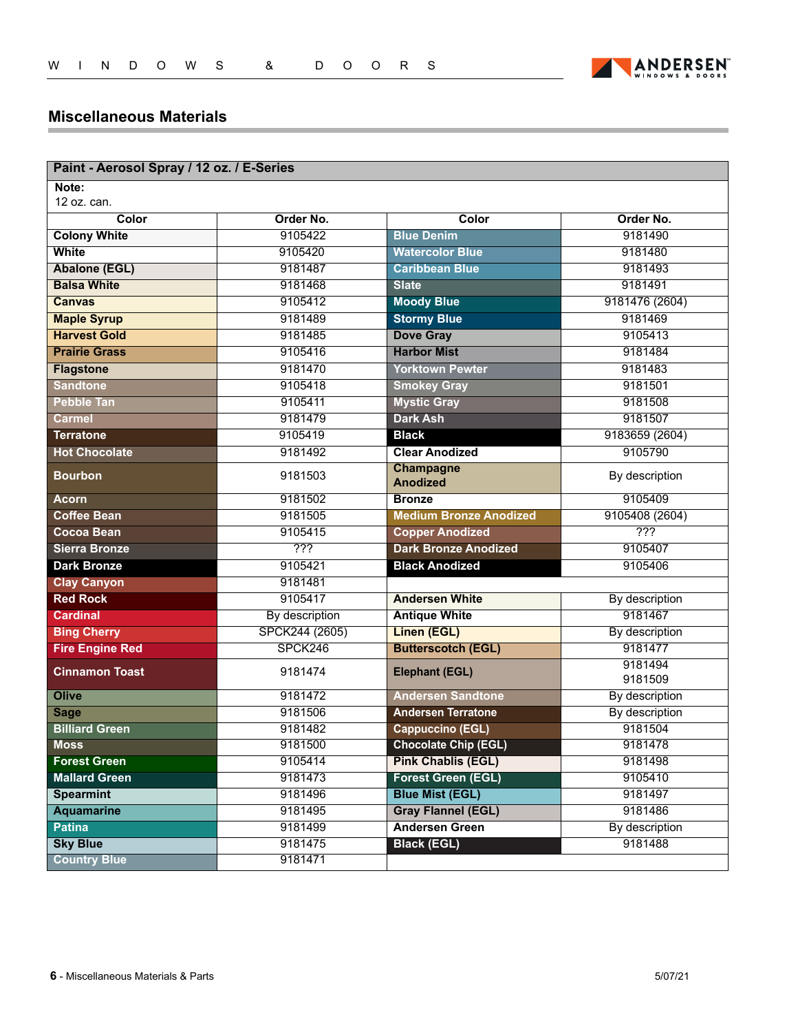## Miscellaneous Materials

| Paint - Aerosol Spray / 12 oz. / E-Series | | | |
|---|---|---|---|
| **Note:** 12 oz. can. | | | |
| **Color** | **Order No.** | **Color** | **Order No.** |
| **Colony White** | 9105422 | **Blue Denim** | 9181490 |
| **White** | 9105420 | **Watercolor Blue** | 9181480 |
| **Abalone (EGL)** | 9181487 | **Caribbean Blue** | 9181493 |
| **Balsa White** | 9181468 | **Slate** | 9181491 |
| **Canvas** | 9105412 | **Moody Blue** | 9181476 (2604) |
| **Maple Syrup** | 9181489 | **Stormy Blue** | 9181469 |
| **Harvest Gold** | 9181485 | **Dove Gray** | 9105413 |
| **Prairie Grass** | 9105416 | **Harbor Mist** | 9181484 |
| **Flagstone** | 9181470 | **Yorktown Pewter** | 9181483 |
| **Sandtone** | 9105418 | **Smokey Gray** | 9181501 |
| **Pebble Tan** | 9105411 | **Mystic Gray** | 9181508 |
| **Carmel** | 9181479 | **Dark Ash** | 9181507 |
| **Terratone** | 9105419 | **Black** | 9183659 (2604) |
| **Hot Chocolate** | 9181492 | **Clear Anodized** | 9105790 |
| **Bourbon** | 9181503 | **Champagne Anodized** | By description |
| **Acorn** | 9181502 | **Bronze** | 9105409 |
| **Coffee Bean** | 9181505 | **Medium Bronze Anodized** | 9105408 (2604) |
| **Cocoa Bean** | 9105415 | **Copper Anodized** | ??? |
| **Sierra Bronze** | ??? | **Dark Bronze Anodized** | 9105407 |
| **Dark Bronze** | 9105421 | **Black Anodized** | 9105406 |
| **Clay Canyon** | 9181481 | | |
| **Red Rock** | 9105417 | **Andersen White** | By description |
| **Cardinal** | By description | **Antique White** | 9181467 |
| **Bing Cherry** | SPCK244 (2605) | **Linen (EGL)** | By description |
| **Fire Engine Red** | SPCK246 | **Butterscotch (EGL)** | 9181477 |
| **Cinnamon Toast** | 9181474 | **Elephant (EGL)** | 9181494<br>9181509 |
| **Olive** | 9181472 | **Andersen Sandtone** | By description |
| **Sage** | 9181506 | **Andersen Terratone** | By description |
| **Billiard Green** | 9181482 | **Cappuccino (EGL)** | 9181504 |
| **Moss** | 9181500 | **Chocolate Chip (EGL)** | 9181478 |
| **Forest Green** | 9105414 | **Pink Chablis (EGL)** | 9181498 |
| **Mallard Green** | 9181473 | **Forest Green (EGL)** | 9105410 |
| **Spearmint** | 9181496 | **Blue Mist (EGL)** | 9181497 |
| **Aquamarine** | 9181495 | **Gray Flannel (EGL)** | 9181486 |
| **Patina** | 9181499 | **Andersen Green** | By description |
| **Sky Blue** | 9181475 | **Black (EGL)** | 9181488 |
| **Country Blue** | 9181471 | | |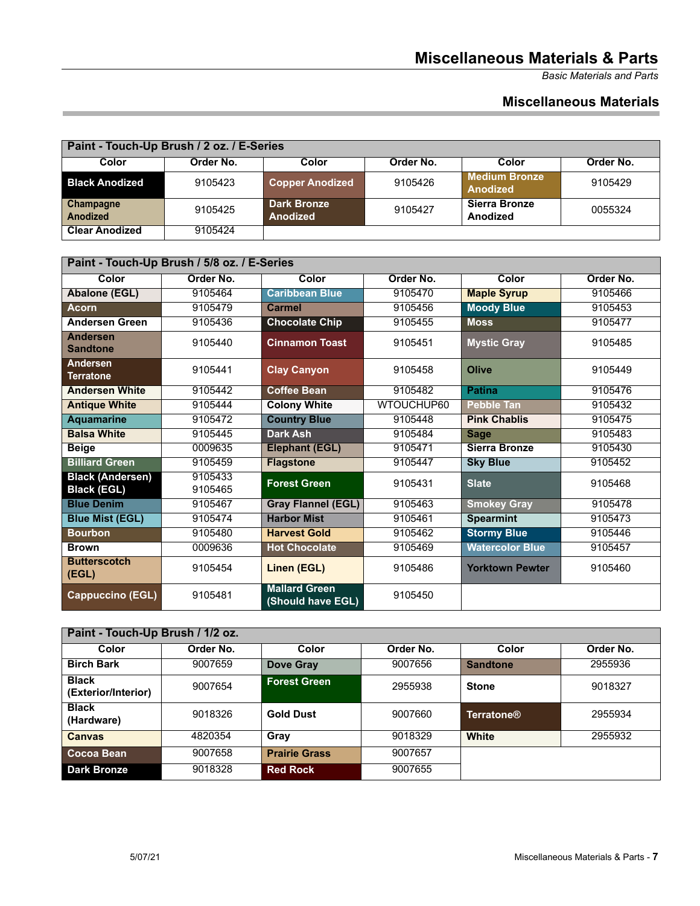# Miscellaneous Materials & Parts

*Basic Materials and Parts*

## Miscellaneous Materials

| Paint - Touch-Up Brush / 2 oz. / E-Series | | | | | |
|---|---|---|---|---|---|
| **Color** | **Order No.** | **Color** | **Order No.** | **Color** | **Order No.** |
| **Black Anodized** | 9105423 | **Copper Anodized** | 9105426 | **Medium Bronze Anodized** | 9105429 |
| **Champagne Anodized** | 9105425 | **Dark Bronze Anodized** | 9105427 | **Sierra Bronze Anodized** | 0055324 |
| **Clear Anodized** | 9105424 | | | | |

| Paint - Touch-Up Brush / 5/8 oz. / E-Series | | | | | |
|---|---|---|---|---|---|
| **Color** | **Order No.** | **Color** | **Order No.** | **Color** | **Order No.** |
| **Abalone (EGL)** | 9105464 | **Caribbean Blue** | 9105470 | **Maple Syrup** | 9105466 |
| **Acorn** | 9105479 | **Carmel** | 9105456 | **Moody Blue** | 9105453 |
| **Andersen Green** | 9105436 | **Chocolate Chip** | 9105455 | **Moss** | 9105477 |
| **Andersen Sandtone** | 9105440 | **Cinnamon Toast** | 9105451 | **Mystic Gray** | 9105485 |
| **Andersen Terratone** | 9105441 | **Clay Canyon** | 9105458 | **Olive** | 9105449 |
| **Andersen White** | 9105442 | **Coffee Bean** | 9105482 | **Patina** | 9105476 |
| **Antique White** | 9105444 | **Colony White** | WTOUCHUP60 | **Pebble Tan** | 9105432 |
| **Aquamarine** | 9105472 | **Country Blue** | 9105448 | **Pink Chablis** | 9105475 |
| **Balsa White** | 9105445 | **Dark Ash** | 9105484 | **Sage** | 9105483 |
| **Beige** | 0009635 | **Elephant (EGL)** | 9105471 | **Sierra Bronze** | 9105430 |
| **Billiard Green** | 9105459 | **Flagstone** | 9105447 | **Sky Blue** | 9105452 |
| **Black (Andersen)** **Black (EGL)** | 9105433 9105465 | **Forest Green** | 9105431 | **Slate** | 9105468 |
| **Blue Denim** | 9105467 | **Gray Flannel (EGL)** | 9105463 | **Smokey Gray** | 9105478 |
| **Blue Mist (EGL)** | 9105474 | **Harbor Mist** | 9105461 | **Spearmint** | 9105473 |
| **Bourbon** | 9105480 | **Harvest Gold** | 9105462 | **Stormy Blue** | 9105446 |
| **Brown** | 0009636 | **Hot Chocolate** | 9105469 | **Watercolor Blue** | 9105457 |
| **Butterscotch (EGL)** | 9105454 | **Linen (EGL)** | 9105486 | **Yorktown Pewter** | 9105460 |
| **Cappuccino (EGL)** | 9105481 | **Mallard Green (Should have EGL)** | 9105450 | | |

| Paint - Touch-Up Brush / 1/2 oz. | | | | | |
|---|---|---|---|---|---|
| **Color** | **Order No.** | **Color** | **Order No.** | **Color** | **Order No.** |
| **Birch Bark** | 9007659 | **Dove Gray** | 9007656 | **Sandtone** | 2955936 |
| **Black (Exterior/Interior)** | 9007654 | **Forest Green** | 2955938 | **Stone** | 9018327 |
| **Black (Hardware)** | 9018326 | **Gold Dust** | 9007660 | **Terratone®** | 2955934 |
| **Canvas** | 4820354 | **Gray** | 9018329 | **White** | 2955932 |
| **Cocoa Bean** | 9007658 | **Prairie Grass** | 9007657 | | |
| **Dark Bronze** | 9018328 | **Red Rock** | 9007655 | | |

5/07/21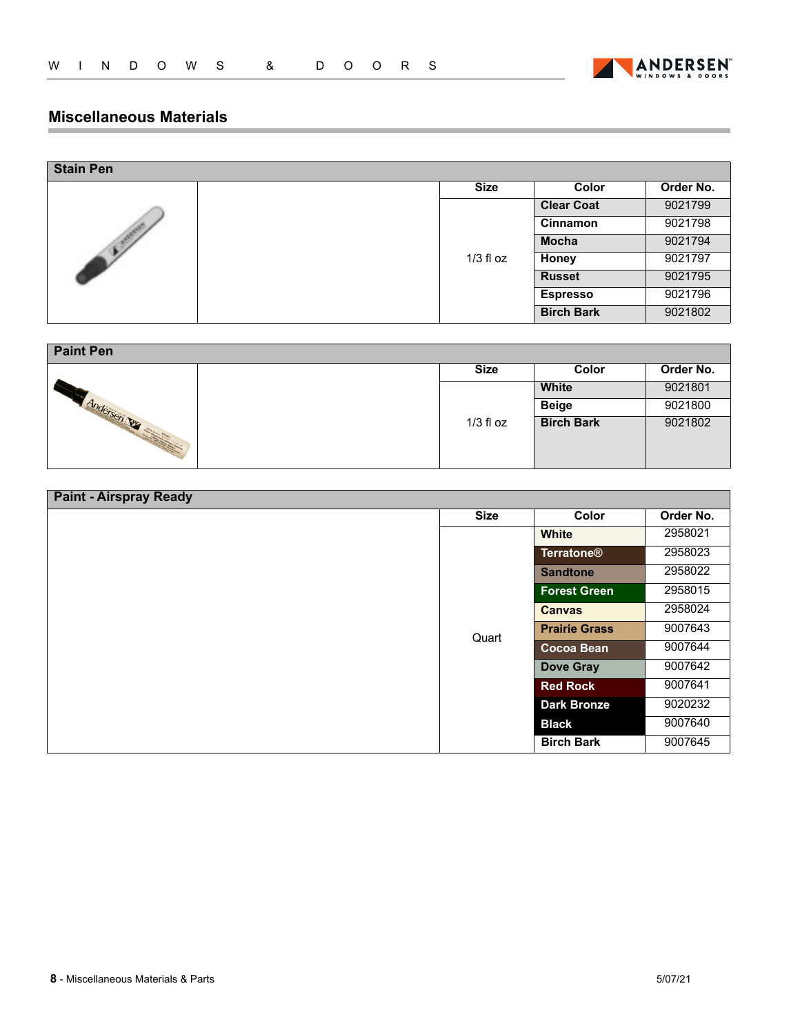## Miscellaneous Materials

### Stain Pen

| Size | Color | Order No. |
|---|---|---|
| 1/3 fl oz | Clear Coat | 9021799 |
| | Cinnamon | 9021798 |
| | Mocha | 9021794 |
| | Honey | 9021797 |
| | Russet | 9021795 |
| | Espresso | 9021796 |
| | Birch Bark | 9021802 |

### Paint Pen

| Size | Color | Order No. |
|---|---|---|
| 1/3 fl oz | White | 9021801 |
| | Beige | 9021800 |
| | Birch Bark | 9021802 |

### Paint - Airspray Ready

| Size | Color | Order No. |
|---|---|---|
| Quart | White | 2958021 |
| | Terratone® | 2958023 |
| | Sandtone | 2958022 |
| | Forest Green | 2958015 |
| | Canvas | 2958024 |
| | Prairie Grass | 9007643 |
| | Cocoa Bean | 9007644 |
| | Dove Gray | 9007642 |
| | Red Rock | 9007641 |
| | Dark Bronze | 9020232 |
| | Black | 9007640 |
| | Birch Bark | 9007645 |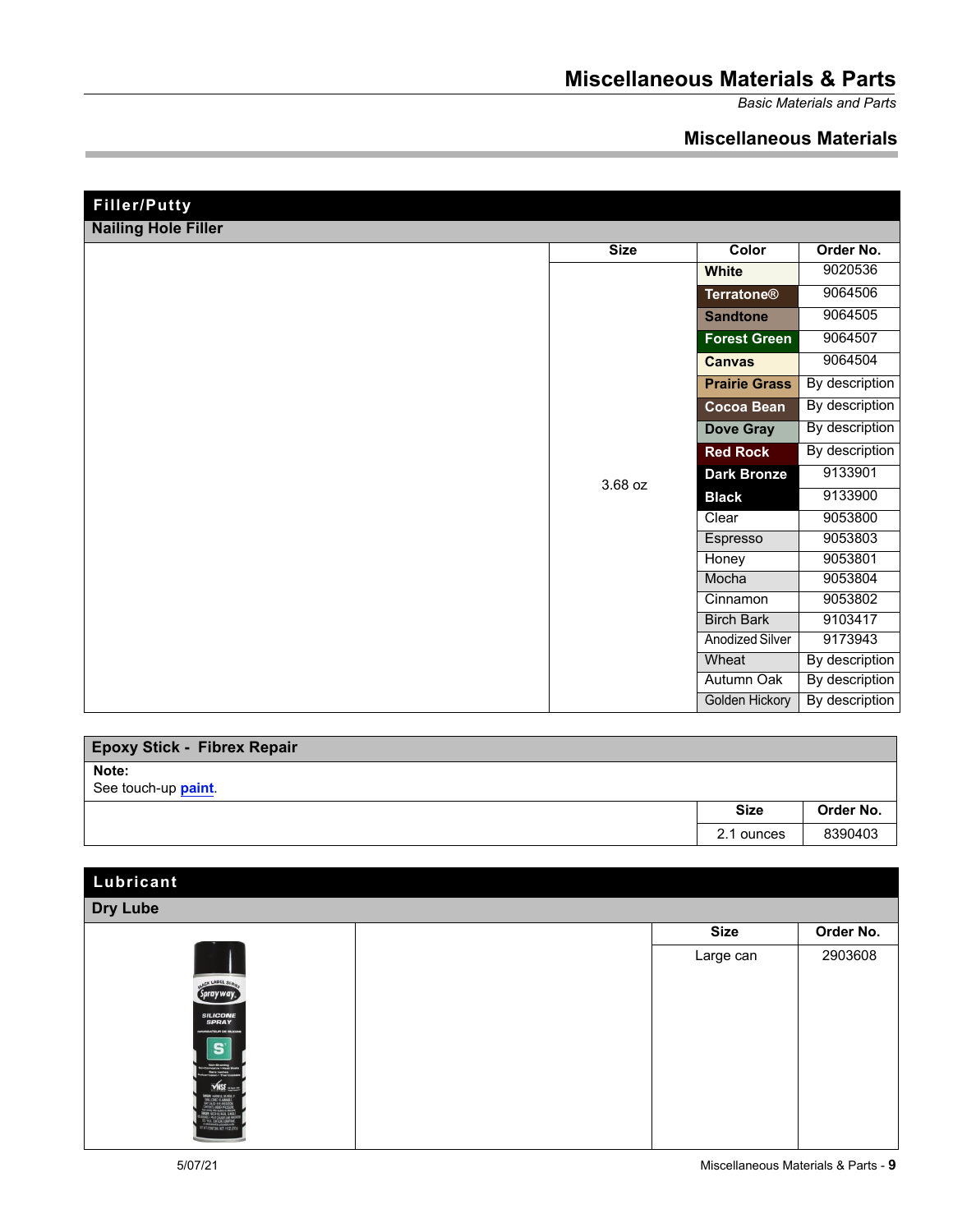# Miscellaneous Materials & Parts

*Basic Materials and Parts*

## Miscellaneous Materials

### Filler/Putty

#### Nailing Hole Filler

| Size | Color | Order No. |
|---|---|---|
| 3.68 oz | White | 9020536 |
| | Terratone® | 9064506 |
| | Sandtone | 9064505 |
| | Forest Green | 9064507 |
| | Canvas | 9064504 |
| | Prairie Grass | By description |
| | Cocoa Bean | By description |
| | Dove Gray | By description |
| | Red Rock | By description |
| | Dark Bronze | 9133901 |
| | Black | 9133900 |
| | Clear | 9053800 |
| | Espresso | 9053803 |
| | Honey | 9053801 |
| | Mocha | 9053804 |
| | Cinnamon | 9053802 |
| | Birch Bark | 9103417 |
| | Anodized Silver | 9173943 |
| | Wheat | By description |
| | Autumn Oak | By description |
| | Golden Hickory | By description |

#### Epoxy Stick - Fibrex Repair

**Note:**
See touch-up **paint**.

| Size | Order No. |
|---|---|
| 2.1 ounces | 8390403 |

### Lubricant

#### Dry Lube

| Size | Order No. |
|---|---|
| Large can | 2903608 |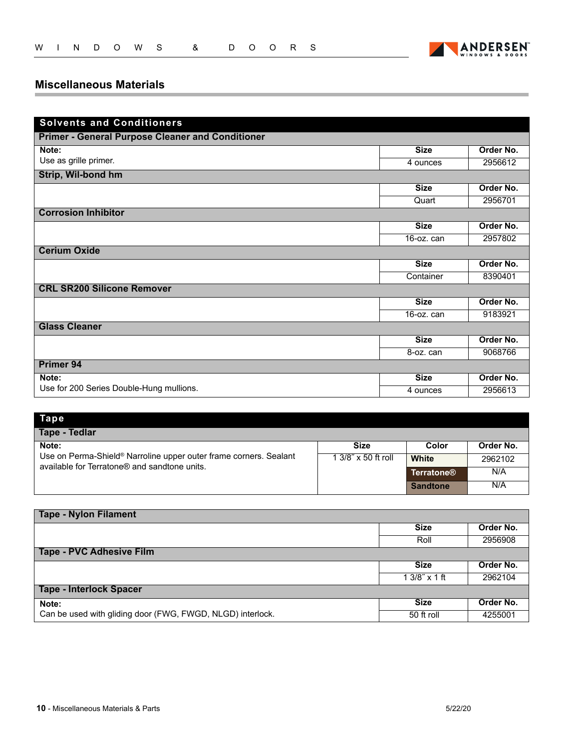## Miscellaneous Materials

### Solvents and Conditioners

#### Primer - General Purpose Cleaner and Conditioner

| Note: | Size | Order No. |
|---|---|---|
| Use as grille primer. | 4 ounces | 2956612 |

#### Strip, Wil-bond hm

| | Size | Order No. |
|---|---|---|
| | Quart | 2956701 |

#### Corrosion Inhibitor

| | Size | Order No. |
|---|---|---|
| | 16-oz. can | 2957802 |

#### Cerium Oxide

| | Size | Order No. |
|---|---|---|
| | Container | 8390401 |

#### CRL SR200 Silicone Remover

| | Size | Order No. |
|---|---|---|
| | 16-oz. can | 9183921 |

#### Glass Cleaner

| | Size | Order No. |
|---|---|---|
| | 8-oz. can | 9068766 |

#### Primer 94

| Note: | Size | Order No. |
|---|---|---|
| Use for 200 Series Double-Hung mullions. | 4 ounces | 2956613 |

### Tape

#### Tape - Tedlar

| Note: | Size | Color | Order No. |
|---|---|---|---|
| Use on Perma-Shield® Narroline upper outer frame corners. Sealant available for Terratone® and sandtone units. | 1 3/8″ x 50 ft roll | White | 2962102 |
| | | Terratone® | N/A |
| | | Sandtone | N/A |

#### Tape - Nylon Filament

| | Size | Order No. |
|---|---|---|
| | Roll | 2956908 |

#### Tape - PVC Adhesive Film

| | Size | Order No. |
|---|---|---|
| | 1 3/8″ x 1 ft | 2962104 |

#### Tape - Interlock Spacer

| Note: | Size | Order No. |
|---|---|---|
| Can be used with gliding door (FWG, FWGD, NLGD) interlock. | 50 ft roll | 4255001 |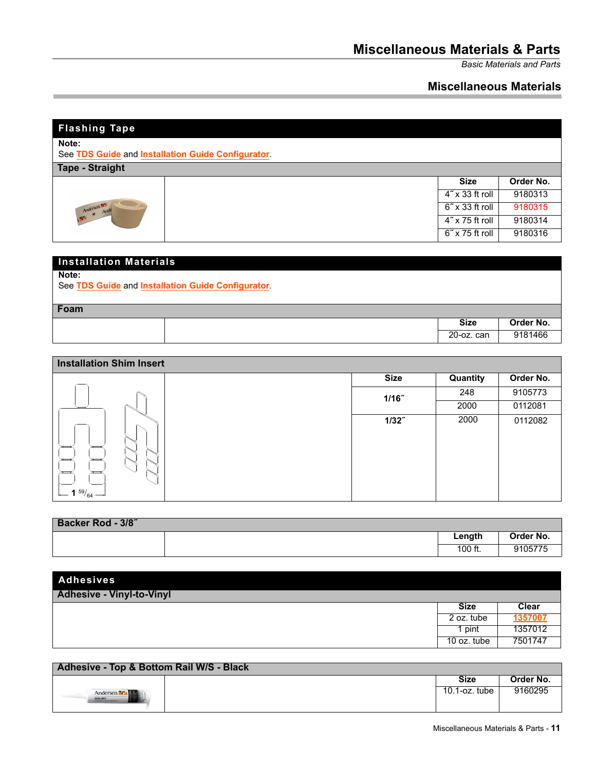# Miscellaneous Materials & Parts

*Basic Materials and Parts*

## Miscellaneous Materials

### Flashing Tape

**Note:**
See TDS Guide and Installation Guide Configurator.

#### Tape - Straight

| Size | Order No. |
|---|---|
| 4˝ x 33 ft roll | 9180313 |
| 6˝ x 33 ft roll | 9180315 |
| 4˝ x 75 ft roll | 9180314 |
| 6˝ x 75 ft roll | 9180316 |

### Installation Materials

**Note:**
See TDS Guide and Installation Guide Configurator.

#### Foam

| Size | Order No. |
|---|---|
| 20-oz. can | 9181466 |

#### Installation Shim Insert

1 59/64

| Size | Quantity | Order No. |
|---|---|---|
| 1/16˝ | 248 | 9105773 |
| | 2000 | 0112081 |
| 1/32˝ | 2000 | 0112082 |

#### Backer Rod - 3/8˝

| Length | Order No. |
|---|---|
| 100 ft. | 9105775 |

### Adhesives

#### Adhesive - Vinyl-to-Vinyl

| Size | Clear |
|---|---|
| 2 oz. tube | 1357007 |
| 1 pint | 1357012 |
| 10 oz. tube | 7501747 |

#### Adhesive - Top & Bottom Rail W/S - Black

| Size | Order No. |
|---|---|
| 10.1-oz. tube | 9160295 |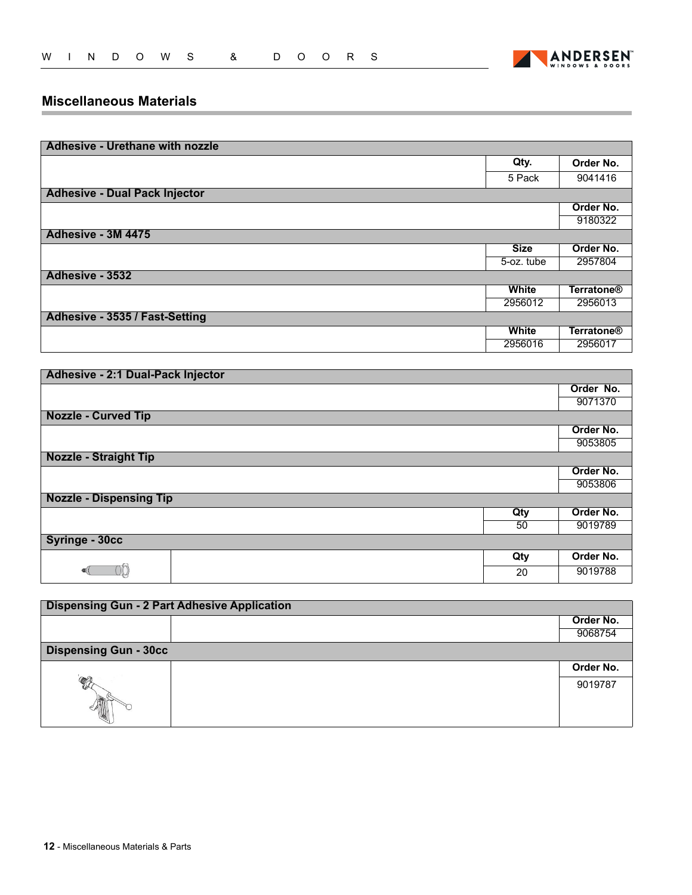## Miscellaneous Materials

**Adhesive - Urethane with nozzle**

| Qty. | Order No. |
|---|---|
| 5 Pack | 9041416 |

**Adhesive - Dual Pack Injector**

| Order No. |
|---|
| 9180322 |

**Adhesive - 3M 4475**

| Size | Order No. |
|---|---|
| 5-oz. tube | 2957804 |

**Adhesive - 3532**

| White | Terratone® |
|---|---|
| 2956012 | 2956013 |

**Adhesive - 3535 / Fast-Setting**

| White | Terratone® |
|---|---|
| 2956016 | 2956017 |

**Adhesive - 2:1 Dual-Pack Injector**

| Order No. |
|---|
| 9071370 |

**Nozzle - Curved Tip**

| Order No. |
|---|
| 9053805 |

**Nozzle - Straight Tip**

| Order No. |
|---|
| 9053806 |

**Nozzle - Dispensing Tip**

| Qty | Order No. |
|---|---|
| 50 | 9019789 |

**Syringe - 30cc**

| Qty | Order No. |
|---|---|
| 20 | 9019788 |

**Dispensing Gun - 2 Part Adhesive Application**

| Order No. |
|---|
| 9068754 |

**Dispensing Gun - 30cc**

| Order No. |
|---|
| 9019787 |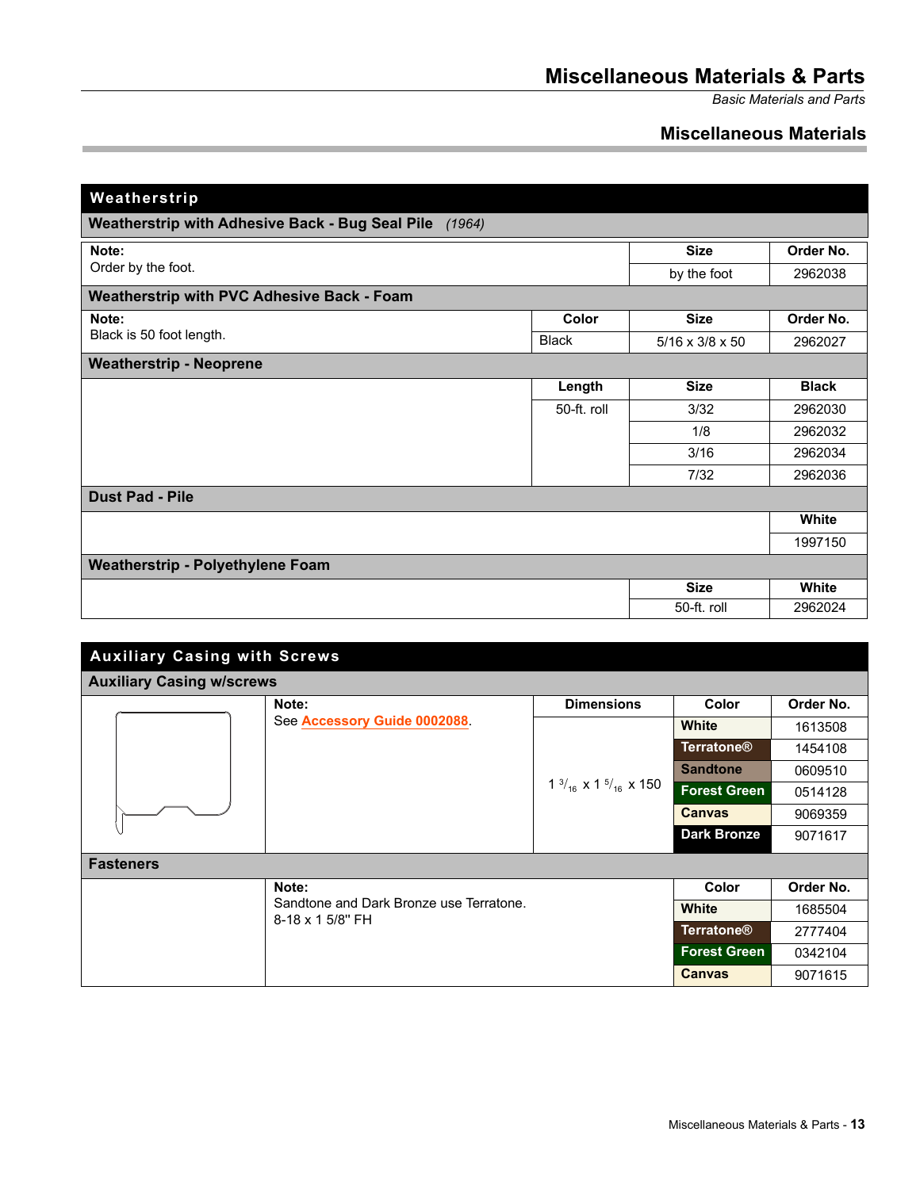# Miscellaneous Materials & Parts

*Basic Materials and Parts*

## Miscellaneous Materials

### Weatherstrip

#### Weatherstrip with Adhesive Back - Bug Seal Pile *(1964)*

| Note | Size | Order No. |
|---|---|---|
| Order by the foot. | by the foot | 2962038 |

#### Weatherstrip with PVC Adhesive Back - Foam

| Note | Color | Size | Order No. |
|---|---|---|---|
| Black is 50 foot length. | Black | 5/16 x 3/8 x 50 | 2962027 |

#### Weatherstrip - Neoprene

| Length | Size | Black |
|---|---|---|
| 50-ft. roll | 3/32 | 2962030 |
| | 1/8 | 2962032 |
| | 3/16 | 2962034 |
| | 7/32 | 2962036 |

#### Dust Pad - Pile

| White |
|---|
| 1997150 |

#### Weatherstrip - Polyethylene Foam

| Size | White |
|---|---|
| 50-ft. roll | 2962024 |

### Auxiliary Casing with Screws

#### Auxiliary Casing w/screws

**Note:** See Accessory Guide 0002088.

| Dimensions | Color | Order No. |
|---|---|---|
| 1 $^{3}/_{16}$ x 1 $^{5}/_{16}$ x 150 | White | 1613508 |
| | Terratone® | 1454108 |
| | Sandtone | 0609510 |
| | Forest Green | 0514128 |
| | Canvas | 9069359 |
| | Dark Bronze | 9071617 |

#### Fasteners

**Note:** Sandtone and Dark Bronze use Terratone. 8-18 x 1 5/8" FH

| Color | Order No. |
|---|---|
| White | 1685504 |
| Terratone® | 2777404 |
| Forest Green | 0342104 |
| Canvas | 9071615 |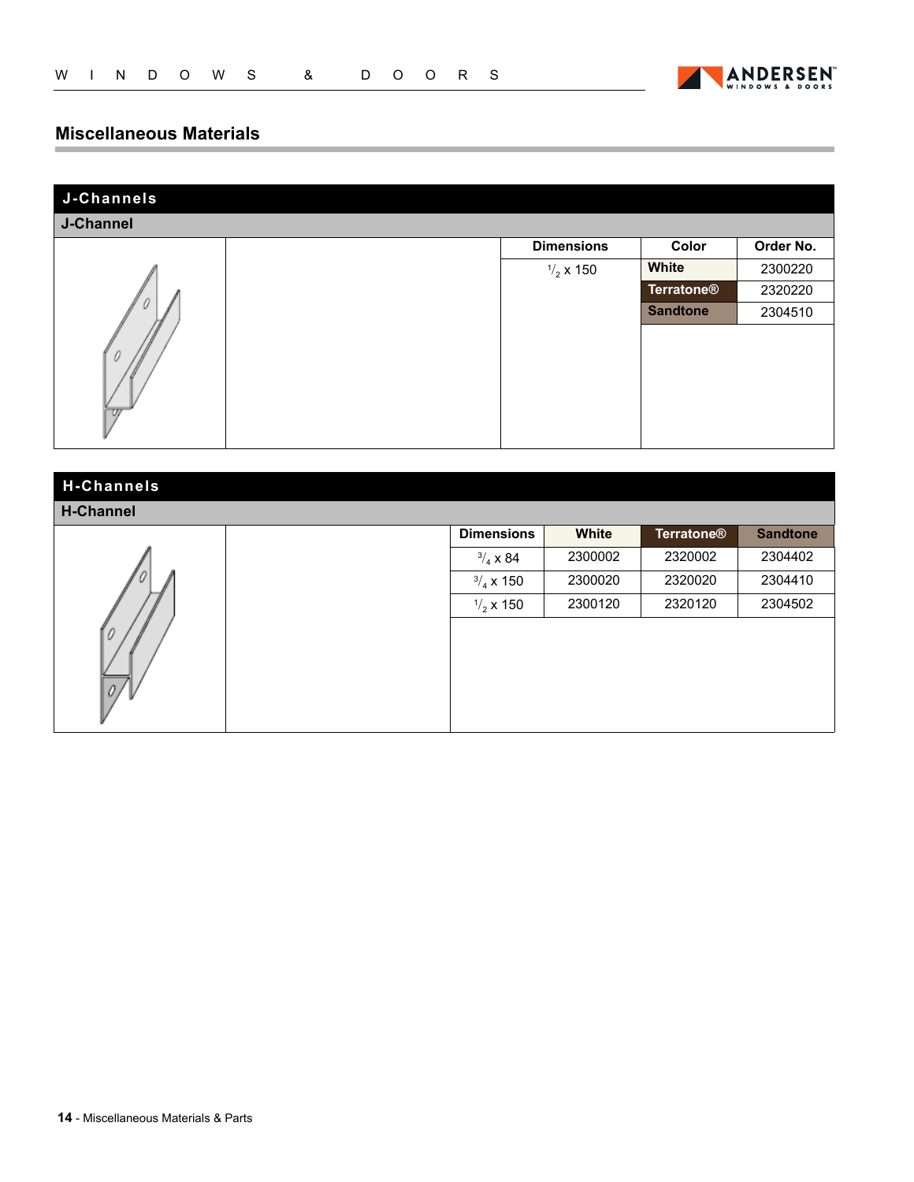## Miscellaneous Materials

### J-Channels

**J-Channel**

| Dimensions | Color | Order No. |
|---|---|---|
| $^{1}/_{2}$ x 150 | White | 2300220 |
| | Terratone® | 2320220 |
| | Sandtone | 2304510 |

### H-Channels

**H-Channel**

| Dimensions | White | Terratone® | Sandtone |
|---|---|---|---|
| $^{3}/_{4}$ x 84 | 2300002 | 2320002 | 2304402 |
| $^{3}/_{4}$ x 150 | 2300020 | 2320020 | 2304410 |
| $^{1}/_{2}$ x 150 | 2300120 | 2320120 | 2304502 |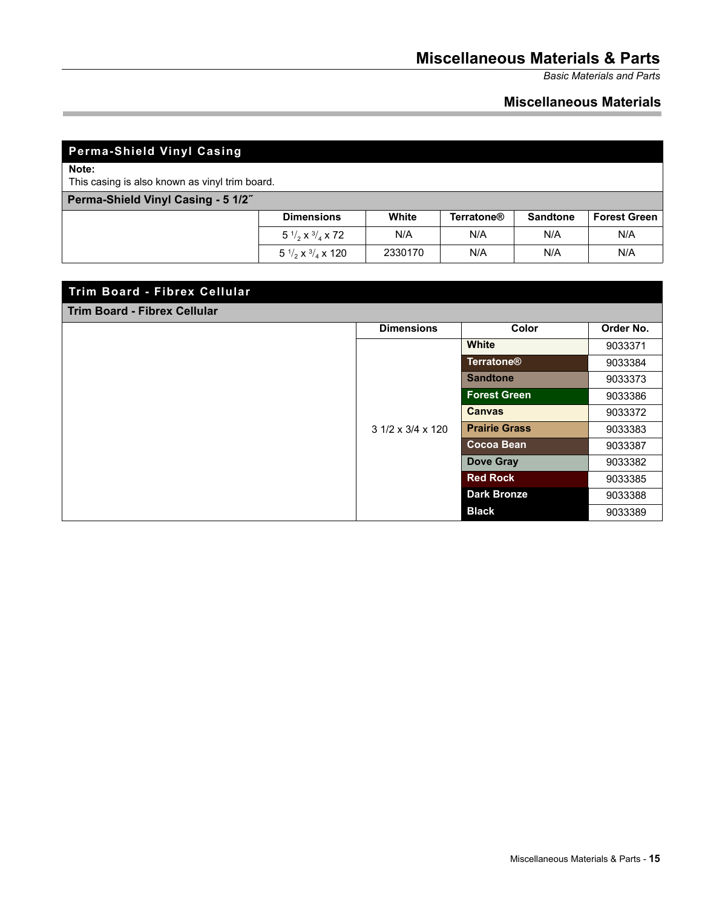# Miscellaneous Materials & Parts

*Basic Materials and Parts*

## Miscellaneous Materials

### Perma-Shield Vinyl Casing

**Note:**
This casing is also known as vinyl trim board.

**Perma-Shield Vinyl Casing - 5 1/2˝**

| | Dimensions | White | Terratone® | Sandtone | Forest Green |
|---|---|---|---|---|---|
| | $5\ ^1/_2 \times\ ^3/_4 \times 72$ | N/A | N/A | N/A | N/A |
| | $5\ ^1/_2 \times\ ^3/_4 \times 120$ | 2330170 | N/A | N/A | N/A |

### Trim Board - Fibrex Cellular

**Trim Board - Fibrex Cellular**

| | Dimensions | Color | Order No. |
|---|---|---|---|
| | 3 1/2 x 3/4 x 120 | White | 9033371 |
| | | Terratone® | 9033384 |
| | | Sandtone | 9033373 |
| | | Forest Green | 9033386 |
| | | Canvas | 9033372 |
| | | Prairie Grass | 9033383 |
| | | Cocoa Bean | 9033387 |
| | | Dove Gray | 9033382 |
| | | Red Rock | 9033385 |
| | | Dark Bronze | 9033388 |
| | | Black | 9033389 |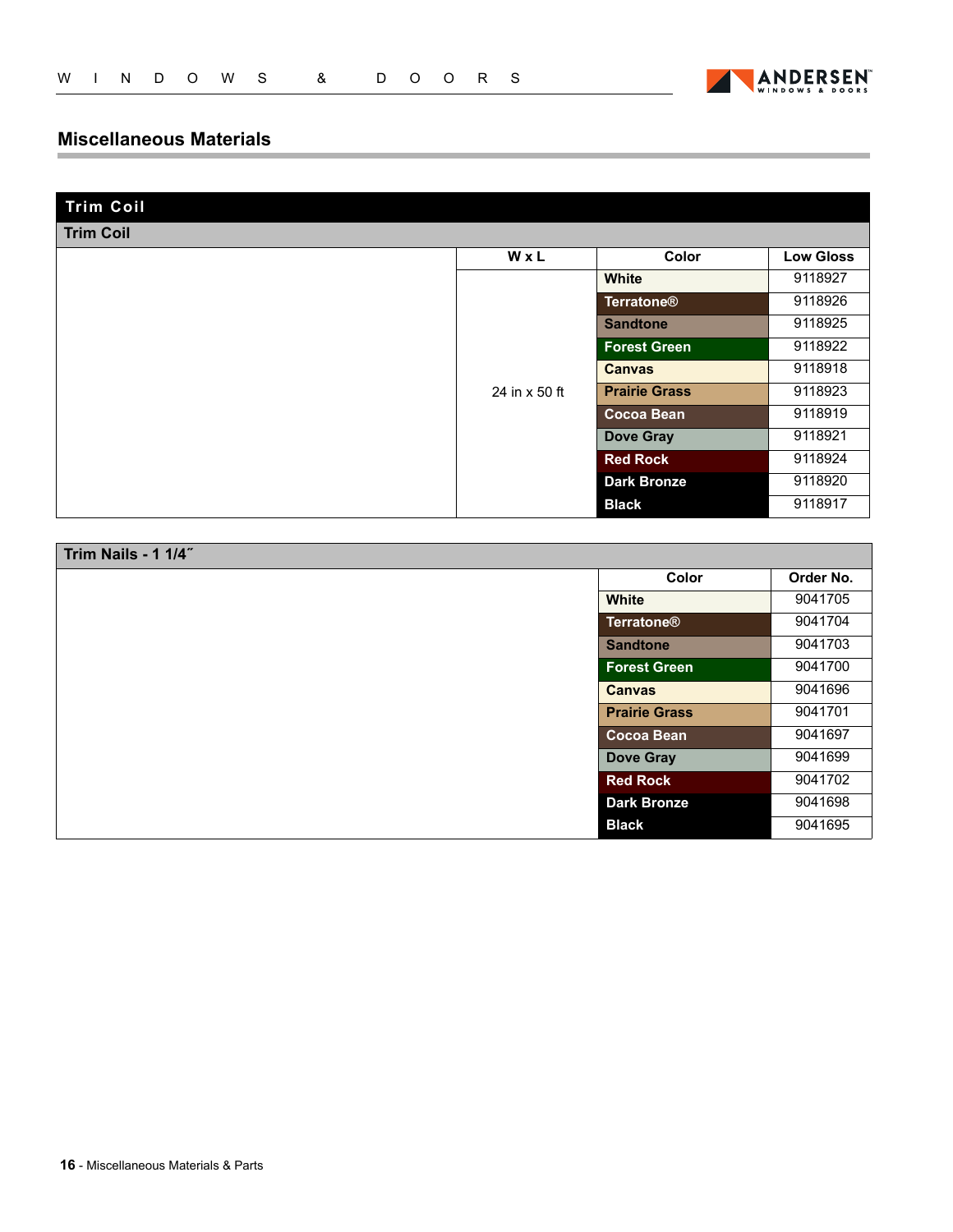## Miscellaneous Materials

### Trim Coil

**Trim Coil**

| W x L | Color | Low Gloss |
|---|---|---|
| 24 in x 50 ft | White | 9118927 |
| | Terratone® | 9118926 |
| | Sandtone | 9118925 |
| | Forest Green | 9118922 |
| | Canvas | 9118918 |
| | Prairie Grass | 9118923 |
| | Cocoa Bean | 9118919 |
| | Dove Gray | 9118921 |
| | Red Rock | 9118924 |
| | Dark Bronze | 9118920 |
| | Black | 9118917 |

**Trim Nails - 1 1/4˝**

| Color | Order No. |
|---|---|
| White | 9041705 |
| Terratone® | 9041704 |
| Sandtone | 9041703 |
| Forest Green | 9041700 |
| Canvas | 9041696 |
| Prairie Grass | 9041701 |
| Cocoa Bean | 9041697 |
| Dove Gray | 9041699 |
| Red Rock | 9041702 |
| Dark Bronze | 9041698 |
| Black | 9041695 |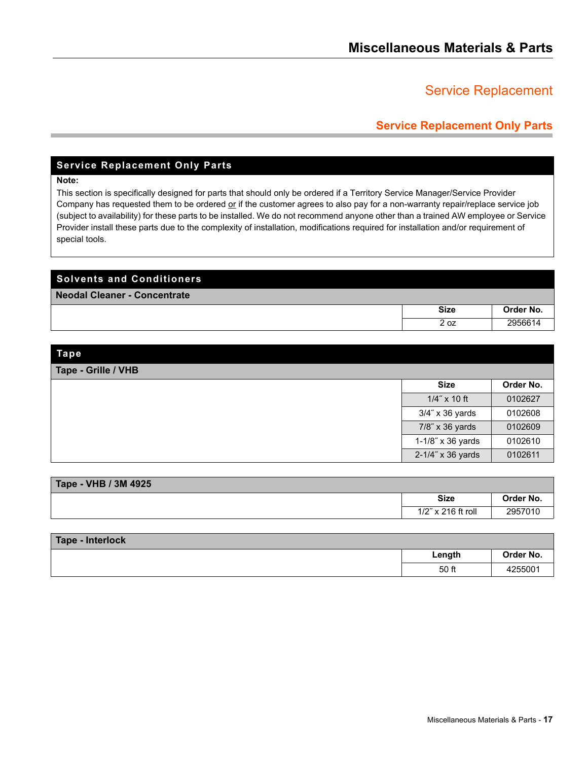# Miscellaneous Materials & Parts

## Service Replacement

### Service Replacement Only Parts

**Service Replacement Only Parts**

**Note:**

This section is specifically designed for parts that should only be ordered if a Territory Service Manager/Service Provider Company has requested them to be ordered or if the customer agrees to also pay for a non-warranty repair/replace service job (subject to availability) for these parts to be installed. We do not recommend anyone other than a trained AW employee or Service Provider install these parts due to the complexity of installation, modifications required for installation and/or requirement of special tools.

**Solvents and Conditioners**

**Neodal Cleaner - Concentrate**

| Size | Order No. |
|---|---|
| 2 oz | 2956614 |

**Tape**

**Tape - Grille / VHB**

| Size | Order No. |
|---|---|
| 1/4˝ x 10 ft | 0102627 |
| 3/4˝ x 36 yards | 0102608 |
| 7/8˝ x 36 yards | 0102609 |
| 1-1/8˝ x 36 yards | 0102610 |
| 2-1/4˝ x 36 yards | 0102611 |

**Tape - VHB / 3M 4925**

| Size | Order No. |
|---|---|
| 1/2˝ x 216 ft roll | 2957010 |

**Tape - Interlock**

| Length | Order No. |
|---|---|
| 50 ft | 4255001 |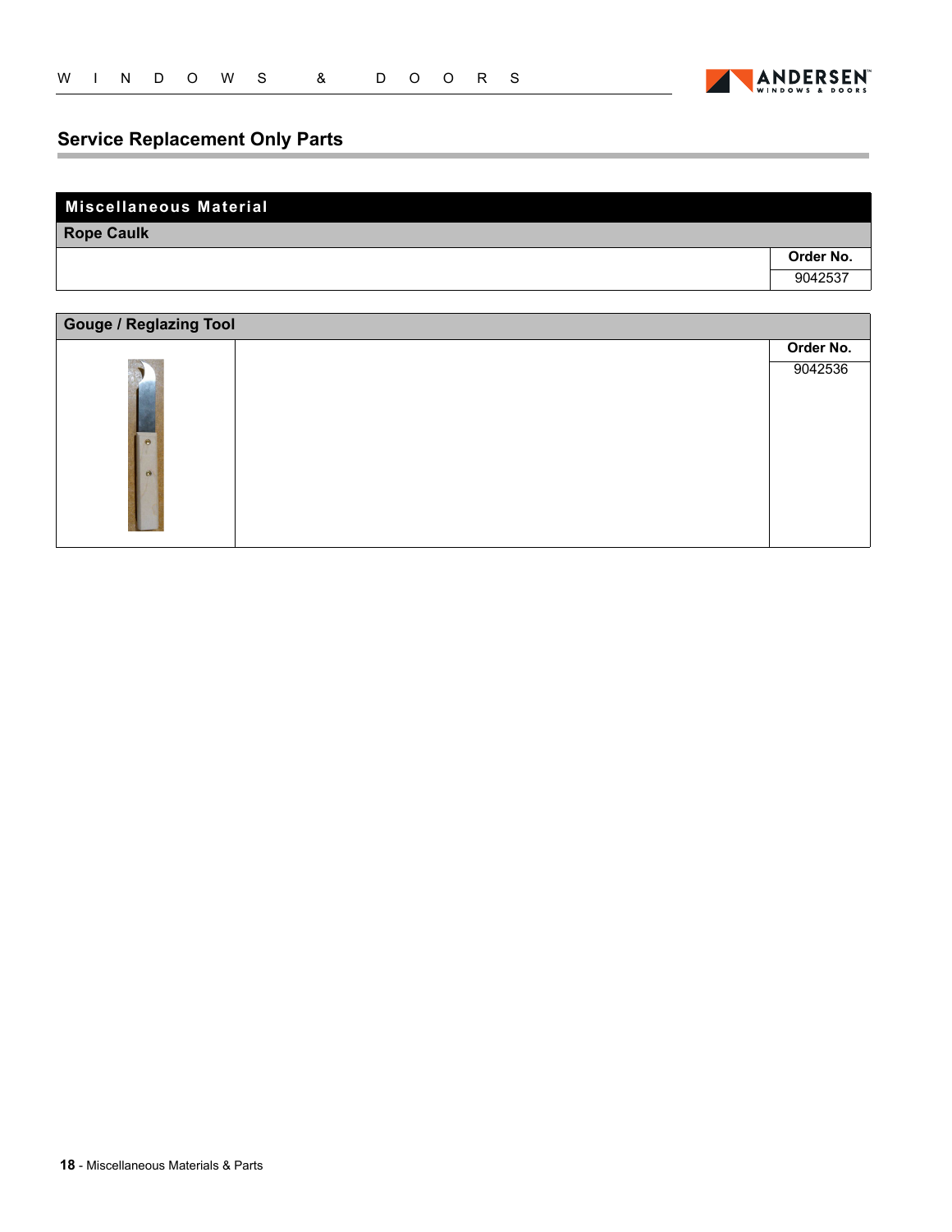## Service Replacement Only Parts

### Miscellaneous Material

| Rope Caulk | Order No. |
|---|---|
| | 9042537 |

| Gouge / Reglazing Tool | | Order No. |
|---|---|---|
| | | 9042536 |